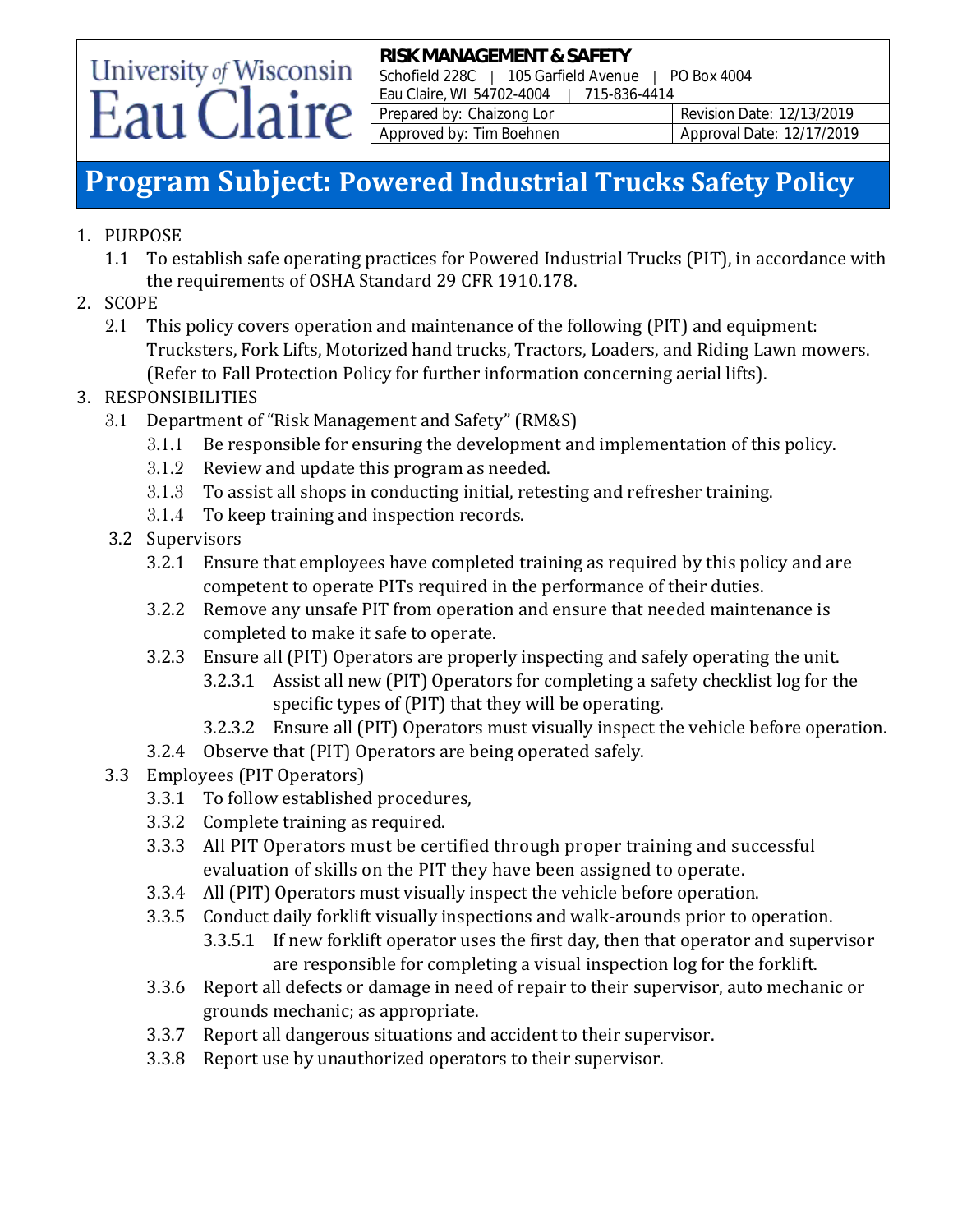University of Wisconsin Eau Claire

**RISK MANAGEMENT & SAFETY**
Schofield 228C | 105 Garfield Avenue | PO Box 4004
Eau Claire, WI 54702-4004 | 715-836-4414

| Prepared by: Chaizong Lor | Revision Date: 12/13/2019 |
| --- | --- |
| Approved by: Tim Boehnen | Approval Date: 12/17/2019 |

# Program Subject: Powered Industrial Trucks Safety Policy

1. PURPOSE
   - 1.1 To establish safe operating practices for Powered Industrial Trucks (PIT), in accordance with the requirements of OSHA Standard 29 CFR 1910.178.
2. SCOPE
   - 2.1 This policy covers operation and maintenance of the following (PIT) and equipment: Trucksters, Fork Lifts, Motorized hand trucks, Tractors, Loaders, and Riding Lawn mowers. (Refer to Fall Protection Policy for further information concerning aerial lifts).
3. RESPONSIBILITIES
   - 3.1 Department of "Risk Management and Safety" (RM&S)
     - 3.1.1 Be responsible for ensuring the development and implementation of this policy.
     - 3.1.2 Review and update this program as needed.
     - 3.1.3 To assist all shops in conducting initial, retesting and refresher training.
     - 3.1.4 To keep training and inspection records.
   - 3.2 Supervisors
     - 3.2.1 Ensure that employees have completed training as required by this policy and are competent to operate PITs required in the performance of their duties.
     - 3.2.2 Remove any unsafe PIT from operation and ensure that needed maintenance is completed to make it safe to operate.
     - 3.2.3 Ensure all (PIT) Operators are properly inspecting and safely operating the unit.
       - 3.2.3.1 Assist all new (PIT) Operators for completing a safety checklist log for the specific types of (PIT) that they will be operating.
       - 3.2.3.2 Ensure all (PIT) Operators must visually inspect the vehicle before operation.
     - 3.2.4 Observe that (PIT) Operators are being operated safely.
   - 3.3 Employees (PIT Operators)
     - 3.3.1 To follow established procedures,
     - 3.3.2 Complete training as required.
     - 3.3.3 All PIT Operators must be certified through proper training and successful evaluation of skills on the PIT they have been assigned to operate.
     - 3.3.4 All (PIT) Operators must visually inspect the vehicle before operation.
     - 3.3.5 Conduct daily forklift visually inspections and walk-arounds prior to operation.
       - 3.3.5.1 If new forklift operator uses the first day, then that operator and supervisor are responsible for completing a visual inspection log for the forklift.
     - 3.3.6 Report all defects or damage in need of repair to their supervisor, auto mechanic or grounds mechanic; as appropriate.
     - 3.3.7 Report all dangerous situations and accident to their supervisor.
     - 3.3.8 Report use by unauthorized operators to their supervisor.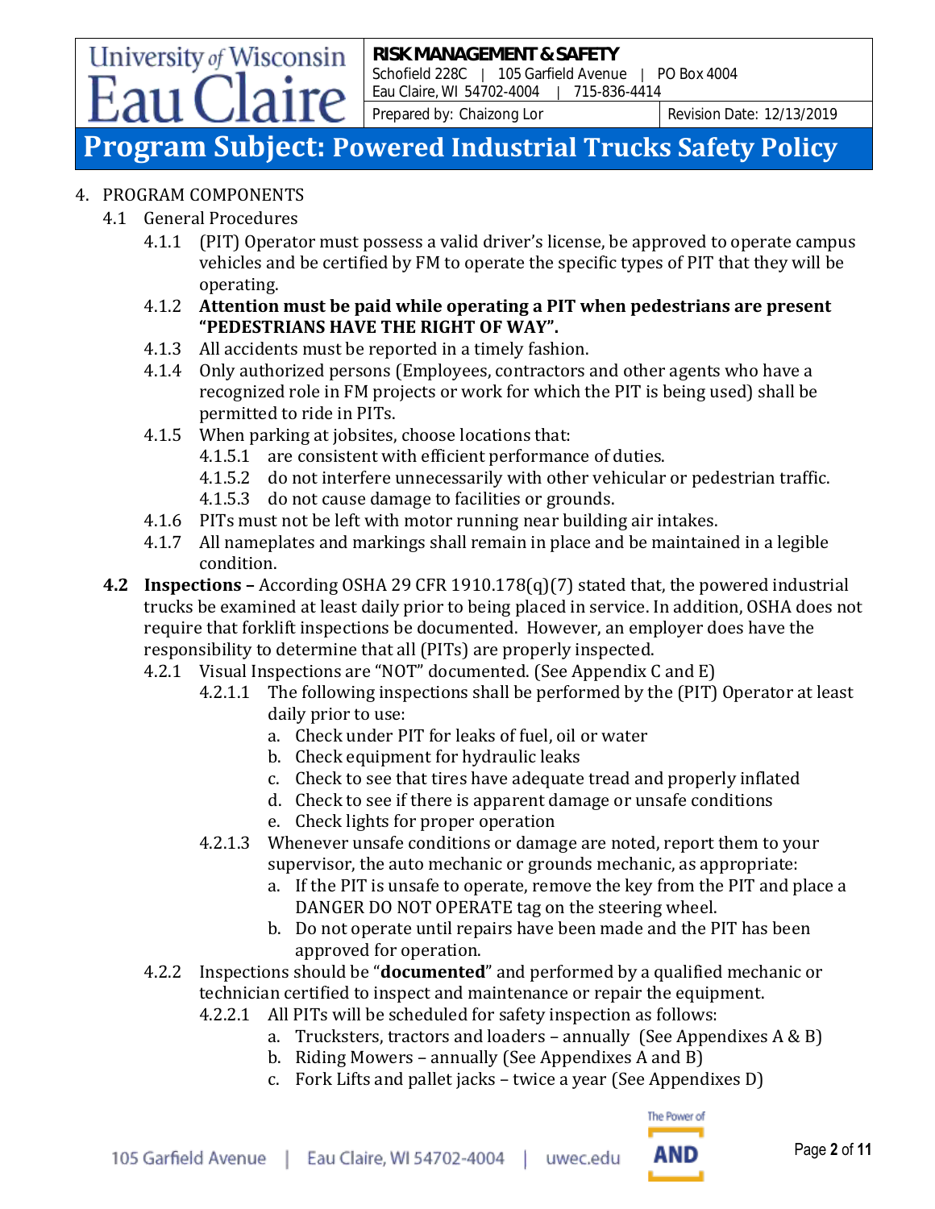4. PROGRAM COMPONENTS

4.1 General Procedures

4.1.1 (PIT) Operator must possess a valid driver's license, be approved to operate campus vehicles and be certified by FM to operate the specific types of PIT that they will be operating.

4.1.2 **Attention must be paid while operating a PIT when pedestrians are present "PEDESTRIANS HAVE THE RIGHT OF WAY".**

4.1.3 All accidents must be reported in a timely fashion.

4.1.4 Only authorized persons (Employees, contractors and other agents who have a recognized role in FM projects or work for which the PIT is being used) shall be permitted to ride in PITs.

4.1.5 When parking at jobsites, choose locations that:

4.1.5.1 are consistent with efficient performance of duties.

4.1.5.2 do not interfere unnecessarily with other vehicular or pedestrian traffic.

4.1.5.3 do not cause damage to facilities or grounds.

4.1.6 PITs must not be left with motor running near building air intakes.

4.1.7 All nameplates and markings shall remain in place and be maintained in a legible condition.

**4.2 Inspections –** According OSHA 29 CFR 1910.178(q)(7) stated that, the powered industrial trucks be examined at least daily prior to being placed in service. In addition, OSHA does not require that forklift inspections be documented. However, an employer does have the responsibility to determine that all (PITs) are properly inspected.

4.2.1 Visual Inspections are "NOT" documented. (See Appendix C and E)

4.2.1.1 The following inspections shall be performed by the (PIT) Operator at least daily prior to use:

a. Check under PIT for leaks of fuel, oil or water
b. Check equipment for hydraulic leaks
c. Check to see that tires have adequate tread and properly inflated
d. Check to see if there is apparent damage or unsafe conditions
e. Check lights for proper operation

4.2.1.3 Whenever unsafe conditions or damage are noted, report them to your supervisor, the auto mechanic or grounds mechanic, as appropriate:

a. If the PIT is unsafe to operate, remove the key from the PIT and place a DANGER DO NOT OPERATE tag on the steering wheel.
b. Do not operate until repairs have been made and the PIT has been approved for operation.

4.2.2 Inspections should be "**documented**" and performed by a qualified mechanic or technician certified to inspect and maintenance or repair the equipment.

4.2.2.1 All PITs will be scheduled for safety inspection as follows:

a. Truckster, tractors and loaders – annually (See Appendixes A & B)
b. Riding Mowers – annually (See Appendixes A and B)
c. Fork Lifts and pallet jacks – twice a year (See Appendixes D)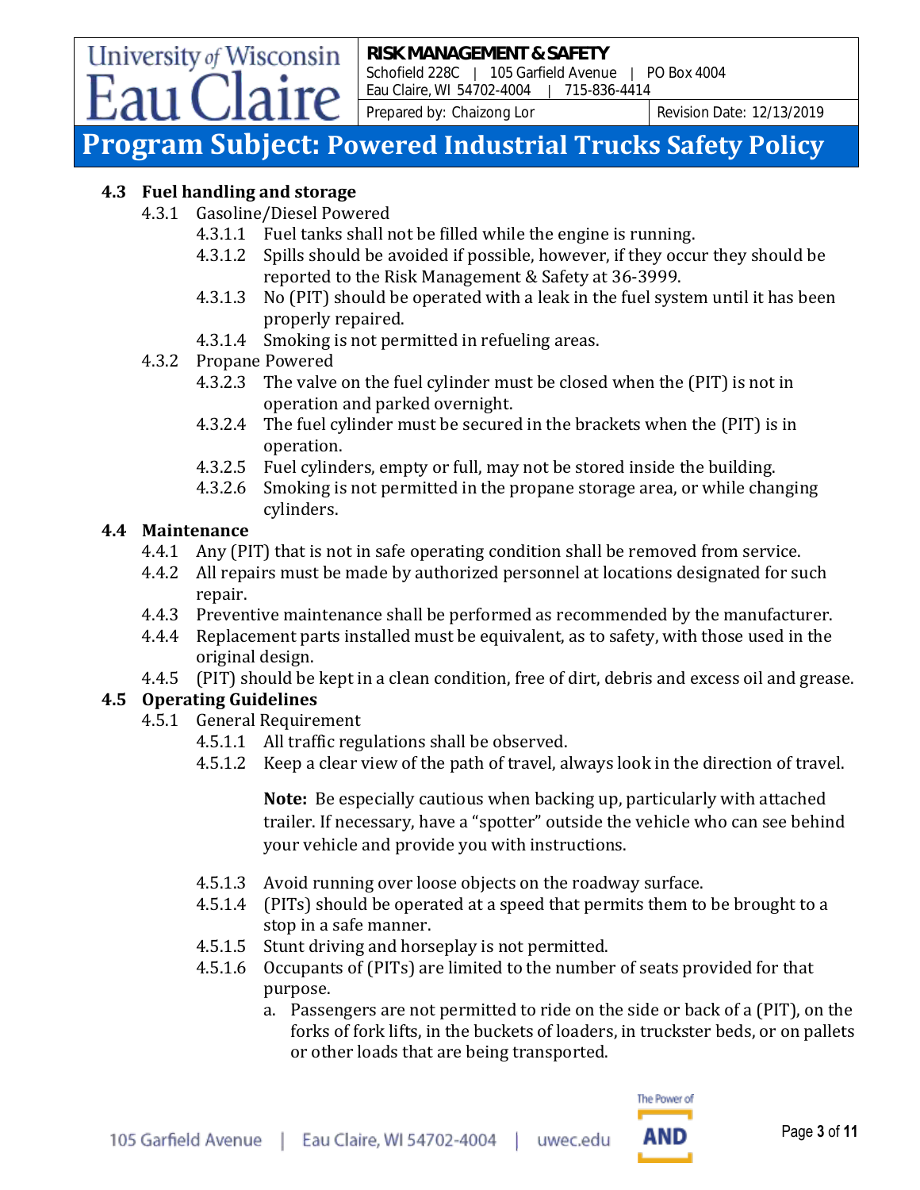## 4.3 Fuel handling and storage

4.3.1 Gasoline/Diesel Powered

4.3.1.1 Fuel tanks shall not be filled while the engine is running.

4.3.1.2 Spills should be avoided if possible, however, if they occur they should be reported to the Risk Management & Safety at 36-3999.

4.3.1.3 No (PIT) should be operated with a leak in the fuel system until it has been properly repaired.

4.3.1.4 Smoking is not permitted in refueling areas.

4.3.2 Propane Powered

4.3.2.3 The valve on the fuel cylinder must be closed when the (PIT) is not in operation and parked overnight.

4.3.2.4 The fuel cylinder must be secured in the brackets when the (PIT) is in operation.

4.3.2.5 Fuel cylinders, empty or full, may not be stored inside the building.

4.3.2.6 Smoking is not permitted in the propane storage area, or while changing cylinders.

## 4.4 Maintenance

4.4.1 Any (PIT) that is not in safe operating condition shall be removed from service.

4.4.2 All repairs must be made by authorized personnel at locations designated for such repair.

4.4.3 Preventive maintenance shall be performed as recommended by the manufacturer.

4.4.4 Replacement parts installed must be equivalent, as to safety, with those used in the original design.

4.4.5 (PIT) should be kept in a clean condition, free of dirt, debris and excess oil and grease.

## 4.5 Operating Guidelines

4.5.1 General Requirement

4.5.1.1 All traffic regulations shall be observed.

4.5.1.2 Keep a clear view of the path of travel, always look in the direction of travel.

**Note:** Be especially cautious when backing up, particularly with attached trailer. If necessary, have a "spotter" outside the vehicle who can see behind your vehicle and provide you with instructions.

4.5.1.3 Avoid running over loose objects on the roadway surface.

4.5.1.4 (PITs) should be operated at a speed that permits them to be brought to a stop in a safe manner.

4.5.1.5 Stunt driving and horseplay is not permitted.

4.5.1.6 Occupants of (PITs) are limited to the number of seats provided for that purpose.

a. Passengers are not permitted to ride on the side or back of a (PIT), on the forks of fork lifts, in the buckets of loaders, in truckster beds, or on pallets or other loads that are being transported.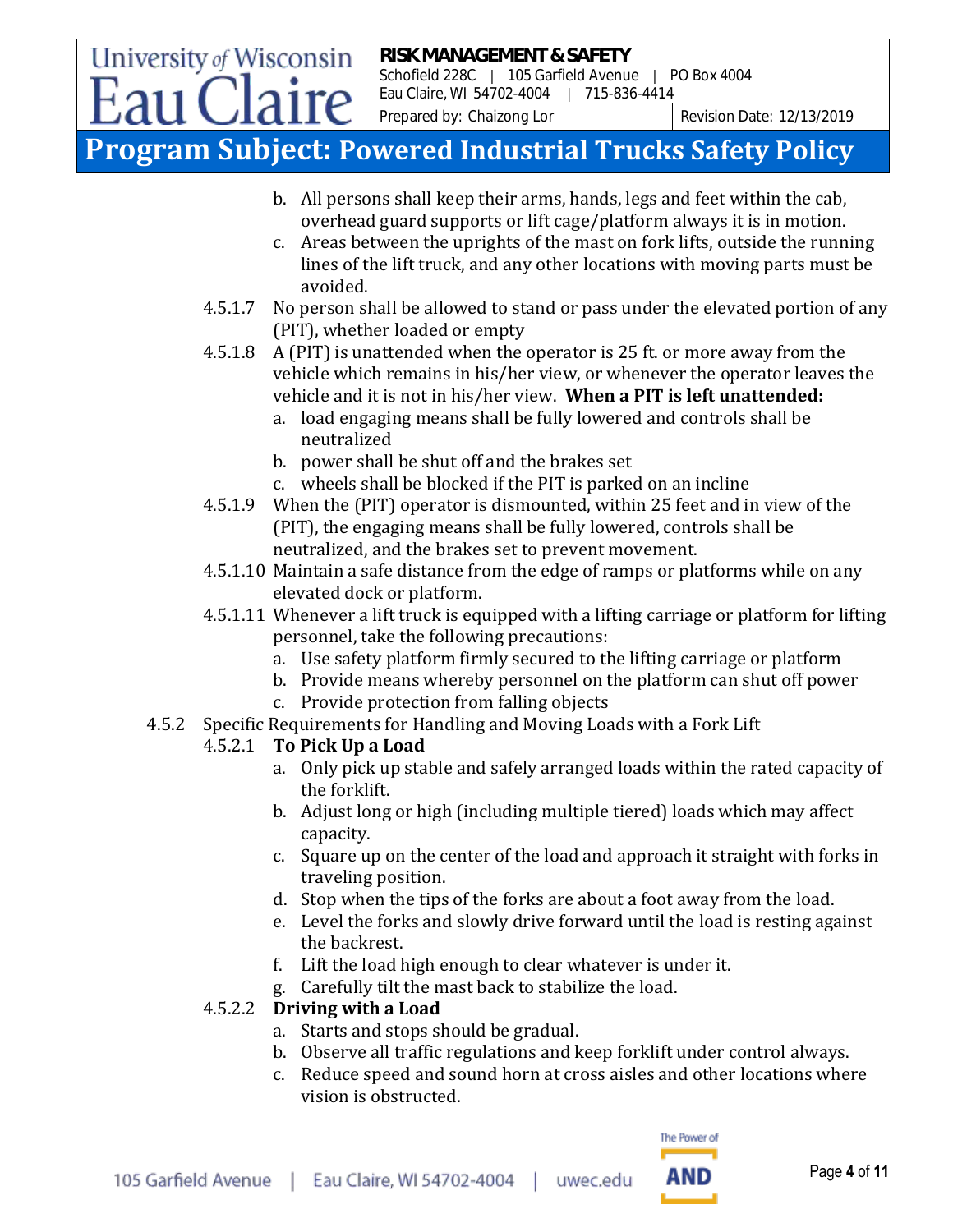b. All persons shall keep their arms, hands, legs and feet within the cab, overhead guard supports or lift cage/platform always it is in motion.
c. Areas between the uprights of the mast on fork lifts, outside the running lines of the lift truck, and any other locations with moving parts must be avoided.

4.5.1.7 No person shall be allowed to stand or pass under the elevated portion of any (PIT), whether loaded or empty

4.5.1.8 A (PIT) is unattended when the operator is 25 ft. or more away from the vehicle which remains in his/her view, or whenever the operator leaves the vehicle and it is not in his/her view. **When a PIT is left unattended:**

a. load engaging means shall be fully lowered and controls shall be neutralized
b. power shall be shut off and the brakes set
c. wheels shall be blocked if the PIT is parked on an incline

4.5.1.9 When the (PIT) operator is dismounted, within 25 feet and in view of the (PIT), the engaging means shall be fully lowered, controls shall be neutralized, and the brakes set to prevent movement.

4.5.1.10 Maintain a safe distance from the edge of ramps or platforms while on any elevated dock or platform.

4.5.1.11 Whenever a lift truck is equipped with a lifting carriage or platform for lifting personnel, take the following precautions:

a. Use safety platform firmly secured to the lifting carriage or platform
b. Provide means whereby personnel on the platform can shut off power
c. Provide protection from falling objects

4.5.2 Specific Requirements for Handling and Moving Loads with a Fork Lift

4.5.2.1 **To Pick Up a Load**

a. Only pick up stable and safely arranged loads within the rated capacity of the forklift.
b. Adjust long or high (including multiple tiered) loads which may affect capacity.
c. Square up on the center of the load and approach it straight with forks in traveling position.
d. Stop when the tips of the forks are about a foot away from the load.
e. Level the forks and slowly drive forward until the load is resting against the backrest.
f. Lift the load high enough to clear whatever is under it.
g. Carefully tilt the mast back to stabilize the load.

4.5.2.2 **Driving with a Load**

a. Starts and stops should be gradual.
b. Observe all traffic regulations and keep forklift under control always.
c. Reduce speed and sound horn at cross aisles and other locations where vision is obstructed.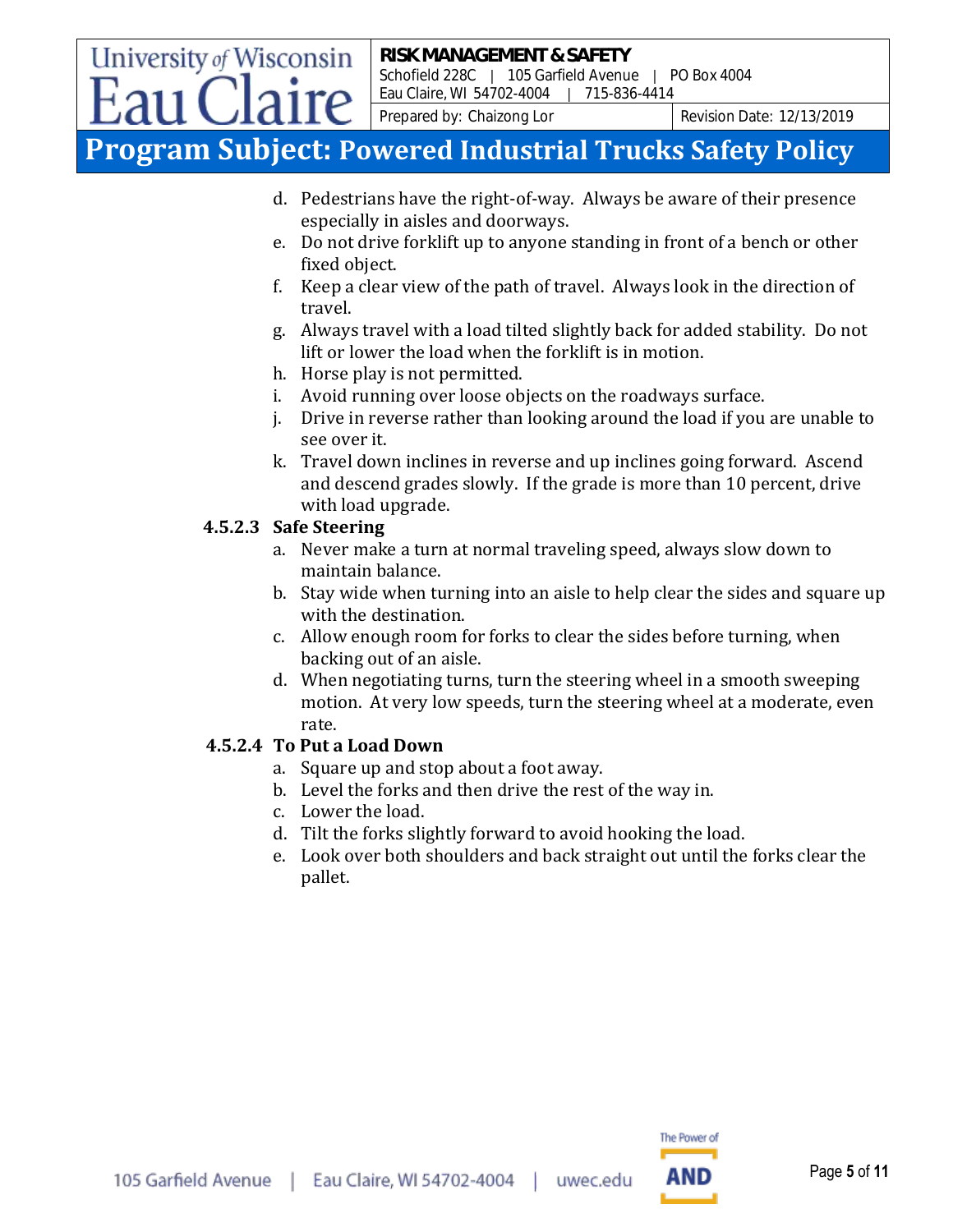d. Pedestrians have the right-of-way. Always be aware of their presence especially in aisles and doorways.
e. Do not drive forklift up to anyone standing in front of a bench or other fixed object.
f. Keep a clear view of the path of travel. Always look in the direction of travel.
g. Always travel with a load tilted slightly back for added stability. Do not lift or lower the load when the forklift is in motion.
h. Horse play is not permitted.
i. Avoid running over loose objects on the roadways surface.
j. Drive in reverse rather than looking around the load if you are unable to see over it.
k. Travel down inclines in reverse and up inclines going forward. Ascend and descend grades slowly. If the grade is more than 10 percent, drive with load upgrade.

**4.5.2.3 Safe Steering**

a. Never make a turn at normal traveling speed, always slow down to maintain balance.
b. Stay wide when turning into an aisle to help clear the sides and square up with the destination.
c. Allow enough room for forks to clear the sides before turning, when backing out of an aisle.
d. When negotiating turns, turn the steering wheel in a smooth sweeping motion. At very low speeds, turn the steering wheel at a moderate, even rate.

**4.5.2.4 To Put a Load Down**

a. Square up and stop about a foot away.
b. Level the forks and then drive the rest of the way in.
c. Lower the load.
d. Tilt the forks slightly forward to avoid hooking the load.
e. Look over both shoulders and back straight out until the forks clear the pallet.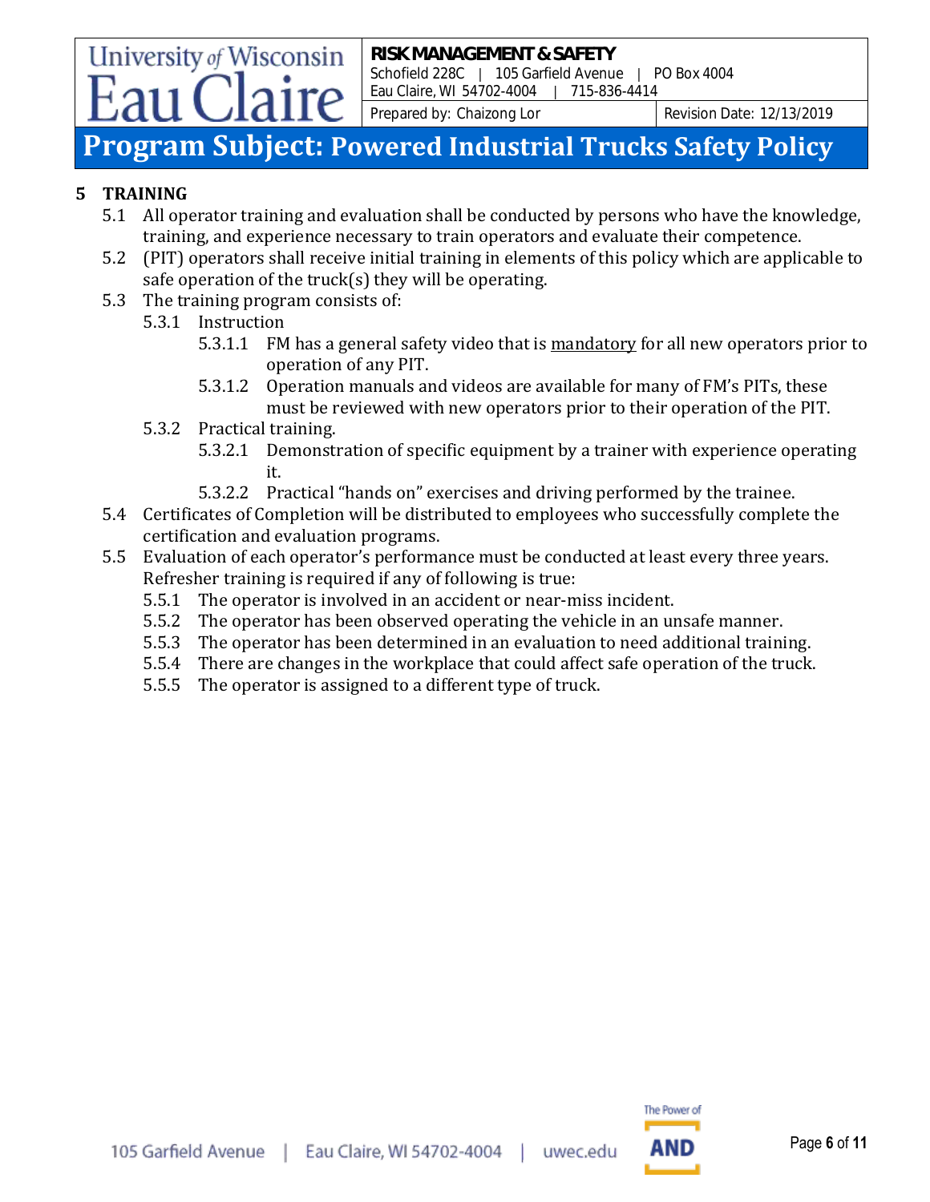## 5 TRAINING

5.1 All operator training and evaluation shall be conducted by persons who have the knowledge, training, and experience necessary to train operators and evaluate their competence.

5.2 (PIT) operators shall receive initial training in elements of this policy which are applicable to safe operation of the truck(s) they will be operating.

5.3 The training program consists of:

5.3.1 Instruction

5.3.1.1 FM has a general safety video that is <u>mandatory</u> for all new operators prior to operation of any PIT.

5.3.1.2 Operation manuals and videos are available for many of FM's PITs, these must be reviewed with new operators prior to their operation of the PIT.

5.3.2 Practical training.

5.3.2.1 Demonstration of specific equipment by a trainer with experience operating it.

5.3.2.2 Practical "hands on" exercises and driving performed by the trainee.

5.4 Certificates of Completion will be distributed to employees who successfully complete the certification and evaluation programs.

5.5 Evaluation of each operator's performance must be conducted at least every three years. Refresher training is required if any of following is true:

5.5.1 The operator is involved in an accident or near-miss incident.

5.5.2 The operator has been observed operating the vehicle in an unsafe manner.

5.5.3 The operator has been determined in an evaluation to need additional training.

5.5.4 There are changes in the workplace that could affect safe operation of the truck.

5.5.5 The operator is assigned to a different type of truck.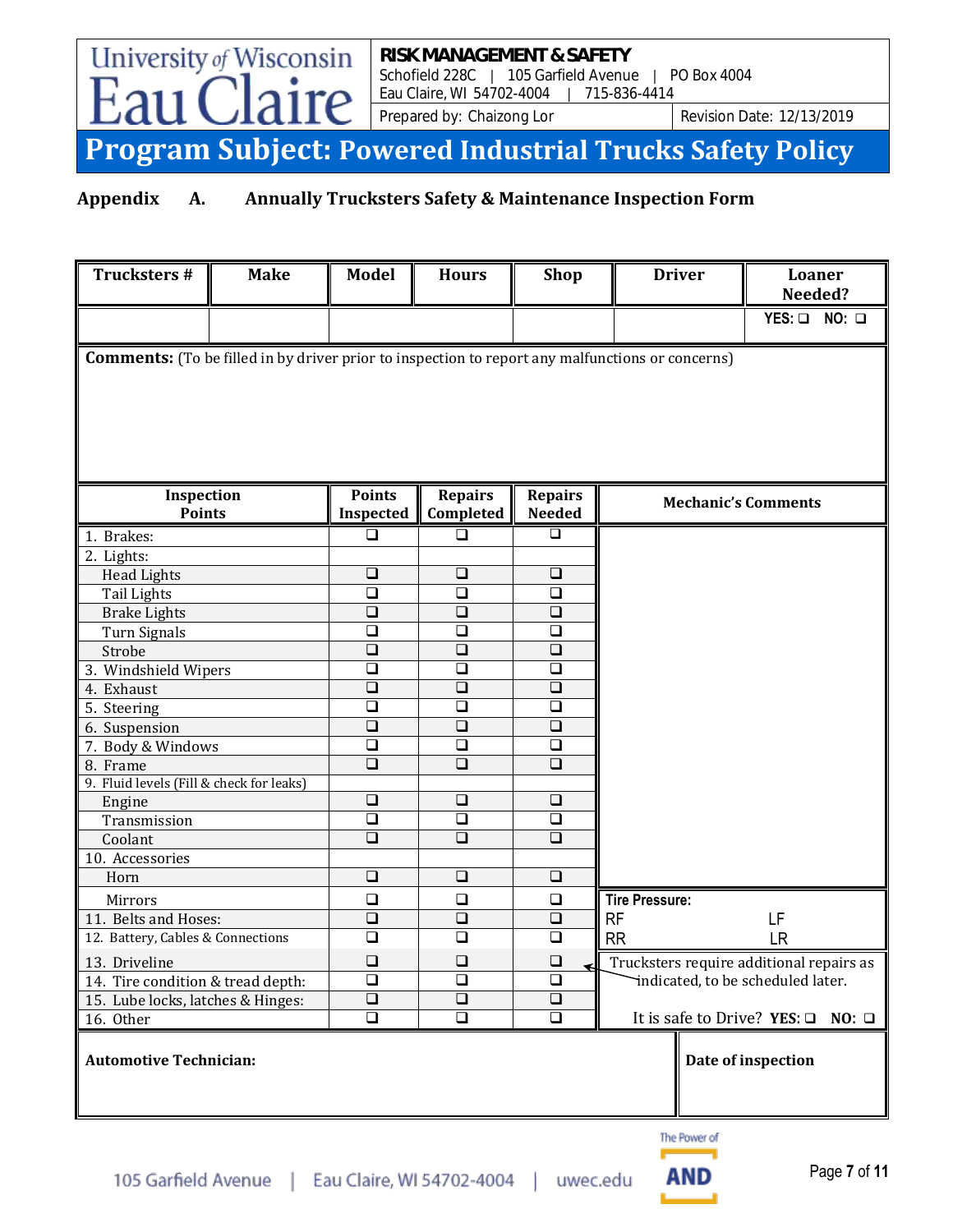# Program Subject: Powered Industrial Trucks Safety Policy

RISK MANAGEMENT & SAFETY
Schofield 228C | 105 Garfield Avenue | PO Box 4004
Eau Claire, WI 54702-4004 | 715-836-4414
Prepared by: Chaizong Lor | Revision Date: 12/13/2019

## Appendix A. Annually Trucksters Safety & Maintenance Inspection Form

| Trucksters # | Make | Model | Hours | Shop | Driver | Loaner Needed? |
|---|---|---|---|---|---|---|
| | | | | | | YES: ❑ NO: ❑ |

**Comments:** (To be filled in by driver prior to inspection to report any malfunctions or concerns)

| Inspection Points | Points Inspected | Repairs Completed | Repairs Needed | Mechanic's Comments |
|---|---|---|---|---|
| 1. Brakes: | ❑ | ❑ | ❑ | |
| 2. Lights: | | | | |
| Head Lights | ❑ | ❑ | ❑ | |
| Tail Lights | ❑ | ❑ | ❑ | |
| Brake Lights | ❑ | ❑ | ❑ | |
| Turn Signals | ❑ | ❑ | ❑ | |
| Strobe | ❑ | ❑ | ❑ | |
| 3. Windshield Wipers | ❑ | ❑ | ❑ | |
| 4. Exhaust | ❑ | ❑ | ❑ | |
| 5. Steering | ❑ | ❑ | ❑ | |
| 6. Suspension | ❑ | ❑ | ❑ | |
| 7. Body & Windows | ❑ | ❑ | ❑ | |
| 8. Frame | ❑ | ❑ | ❑ | |
| 9. Fluid levels (Fill & check for leaks) | | | | |
| Engine | ❑ | ❑ | ❑ | |
| Transmission | ❑ | ❑ | ❑ | |
| Coolant | ❑ | ❑ | ❑ | |
| 10. Accessories | | | | |
| Horn | ❑ | ❑ | ❑ | |
| Mirrors | ❑ | ❑ | ❑ | **Tire Pressure:** |
| 11. Belts and Hoses: | ❑ | ❑ | ❑ | RF LF |
| 12. Battery, Cables & Connections | ❑ | ❑ | ❑ | RR LR |
| 13. Driveline | ❑ | ❑ | ❑ | Trucksters require additional repairs as indicated, to be scheduled later. |
| 14. Tire condition & tread depth: | ❑ | ❑ | ❑ | |
| 15. Lube locks, latches & Hinges: | ❑ | ❑ | ❑ | |
| 16. Other | ❑ | ❑ | ❑ | It is safe to Drive? **YES:** ❑ **NO:** ❑ |

| Automotive Technician: | Date of inspection |
|---|---|
| | |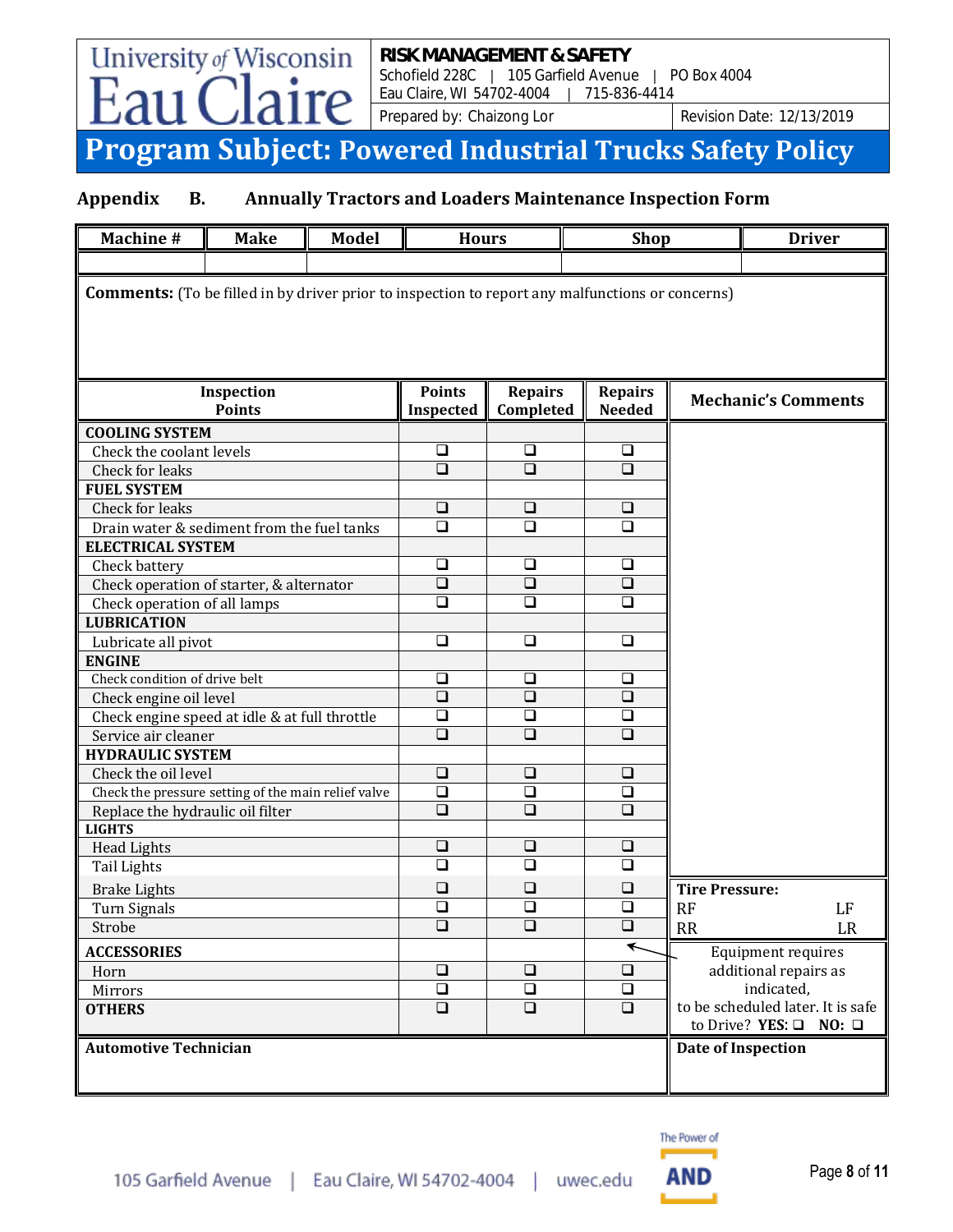# Program Subject: Powered Industrial Trucks Safety Policy

## Appendix B. Annually Tractors and Loaders Maintenance Inspection Form

| Machine # | Make | Model | Hours | Shop | Driver |
|---|---|---|---|---|---|
| | | | | | |

**Comments:** (To be filled in by driver prior to inspection to report any malfunctions or concerns)

| Inspection Points | Points Inspected | Repairs Completed | Repairs Needed | Mechanic's Comments |
|---|---|---|---|---|
| **COOLING SYSTEM** | | | | |
| Check the coolant levels | ❑ | ❑ | ❑ | |
| Check for leaks | ❑ | ❑ | ❑ | |
| **FUEL SYSTEM** | | | | |
| Check for leaks | ❑ | ❑ | ❑ | |
| Drain water & sediment from the fuel tanks | ❑ | ❑ | ❑ | |
| **ELECTRICAL SYSTEM** | | | | |
| Check battery | ❑ | ❑ | ❑ | |
| Check operation of starter, & alternator | ❑ | ❑ | ❑ | |
| Check operation of all lamps | ❑ | ❑ | ❑ | |
| **LUBRICATION** | | | | |
| Lubricate all pivot | ❑ | ❑ | ❑ | |
| **ENGINE** | | | | |
| Check condition of drive belt | ❑ | ❑ | ❑ | |
| Check engine oil level | ❑ | ❑ | ❑ | |
| Check engine speed at idle & at full throttle | ❑ | ❑ | ❑ | |
| Service air cleaner | ❑ | ❑ | ❑ | |
| **HYDRAULIC SYSTEM** | | | | |
| Check the oil level | ❑ | ❑ | ❑ | |
| Check the pressure setting of the main relief valve | ❑ | ❑ | ❑ | |
| Replace the hydraulic oil filter | ❑ | ❑ | ❑ | |
| **LIGHTS** | | | | |
| Head Lights | ❑ | ❑ | ❑ | |
| Tail Lights | ❑ | ❑ | ❑ | |
| Brake Lights | ❑ | ❑ | ❑ | **Tire Pressure:** |
| Turn Signals | ❑ | ❑ | ❑ | RF LF |
| Strobe | ❑ | ❑ | ❑ | RR LR |
| **ACCESSORIES** | | | ← | Equipment requires additional repairs as indicated, to be scheduled later. It is safe to Drive? **YES:** ❑ **NO:** ❑ |
| Horn | ❑ | ❑ | ❑ | |
| Mirrors | ❑ | ❑ | ❑ | |
| **OTHERS** | ❑ | ❑ | ❑ | |

| Automotive Technician | Date of Inspection |
|---|---|
| | |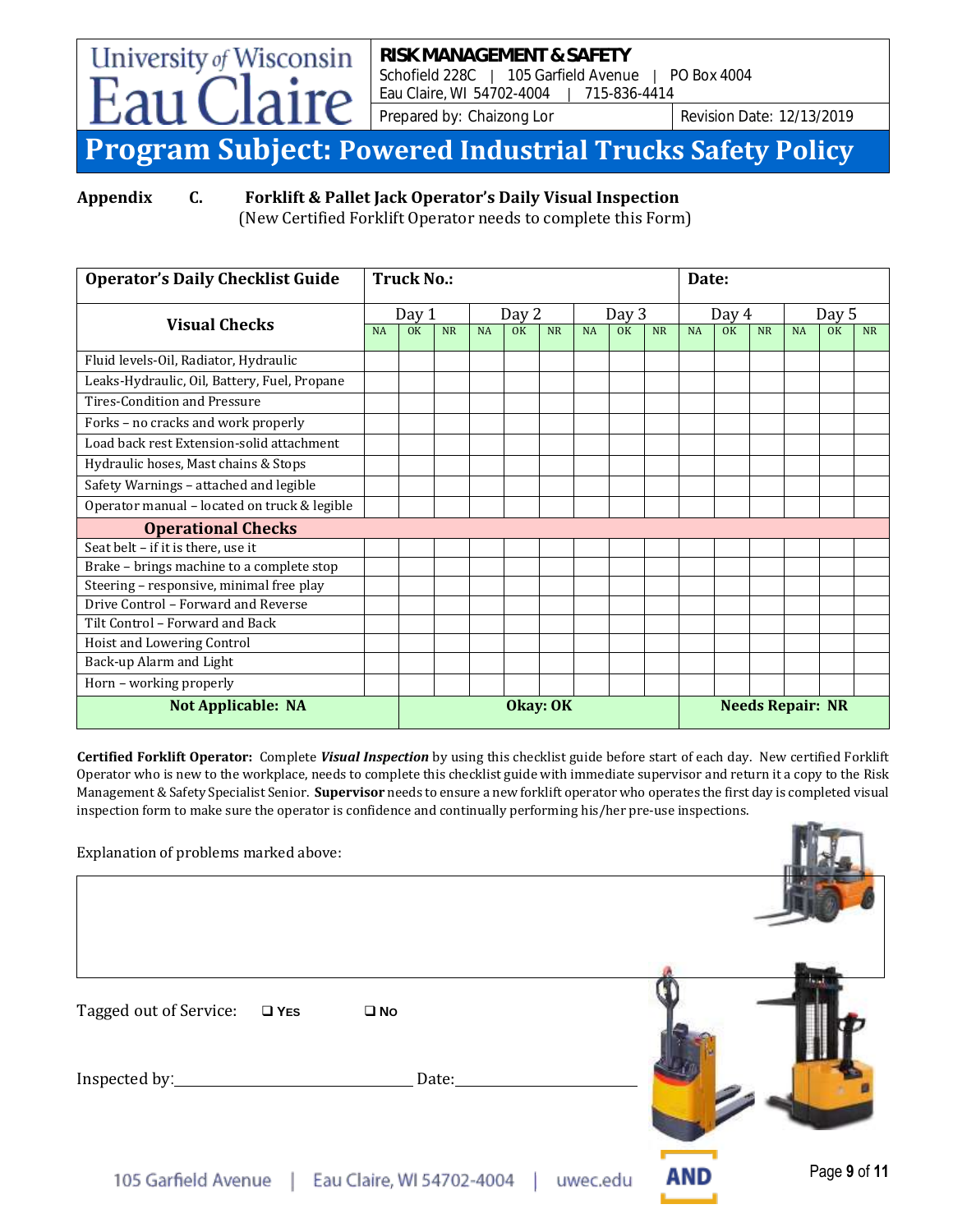**University of Wisconsin Eau Claire**

**RISK MANAGEMENT & SAFETY**
Schofield 228C | 105 Garfield Avenue | PO Box 4004
Eau Claire, WI 54702-4004 | 715-836-4414

Prepared by: Chaizong Lor | Revision Date: 12/13/2019

# Program Subject: Powered Industrial Trucks Safety Policy

## Appendix C. Forklift & Pallet Jack Operator's Daily Visual Inspection

(New Certified Forklift Operator needs to complete this Form)

| Operator's Daily Checklist Guide | Truck No.: | | | | | | | | | | | | Date: | | |
|---|---|---|---|---|---|---|---|---|---|---|---|---|---|---|---|
| **Visual Checks** | Day 1 | | | Day 2 | | | Day 3 | | | Day 4 | | | Day 5 | | |
| | NA | OK | NR | NA | OK | NR | NA | OK | NR | NA | OK | NR | NA | OK | NR |
| Fluid levels-Oil, Radiator, Hydraulic | | | | | | | | | | | | | | | |
| Leaks-Hydraulic, Oil, Battery, Fuel, Propane | | | | | | | | | | | | | | | |
| Tires-Condition and Pressure | | | | | | | | | | | | | | | |
| Forks – no cracks and work properly | | | | | | | | | | | | | | | |
| Load back rest Extension-solid attachment | | | | | | | | | | | | | | | |
| Hydraulic hoses, Mast chains & Stops | | | | | | | | | | | | | | | |
| Safety Warnings – attached and legible | | | | | | | | | | | | | | | |
| Operator manual – located on truck & legible | | | | | | | | | | | | | | | |
| **Operational Checks** | | | | | | | | | | | | | | | |
| Seat belt – if it is there, use it | | | | | | | | | | | | | | | |
| Brake – brings machine to a complete stop | | | | | | | | | | | | | | | |
| Steering – responsive, minimal free play | | | | | | | | | | | | | | | |
| Drive Control – Forward and Reverse | | | | | | | | | | | | | | | |
| Tilt Control – Forward and Back | | | | | | | | | | | | | | | |
| Hoist and Lowering Control | | | | | | | | | | | | | | | |
| Back-up Alarm and Light | | | | | | | | | | | | | | | |
| Horn – working properly | | | | | | | | | | | | | | | |
| **Not Applicable: NA** | | | | **Okay: OK** | | | | | | | | **Needs Repair: NR** | | | |

**Certified Forklift Operator:** Complete ***Visual Inspection*** by using this checklist guide before start of each day. New certified Forklift Operator who is new to the workplace, needs to complete this checklist guide with immediate supervisor and return it a copy to the Risk Management & Safety Specialist Senior. **Supervisor** needs to ensure a new forklift operator who operates the first day is completed visual inspection form to make sure the operator is confidence and continually performing his/her pre-use inspections.

Explanation of problems marked above:

| |
|---|
| |

Tagged out of Service: ❑ YES ❑ NO

Inspected by:______________________________ Date:______________________

**AND**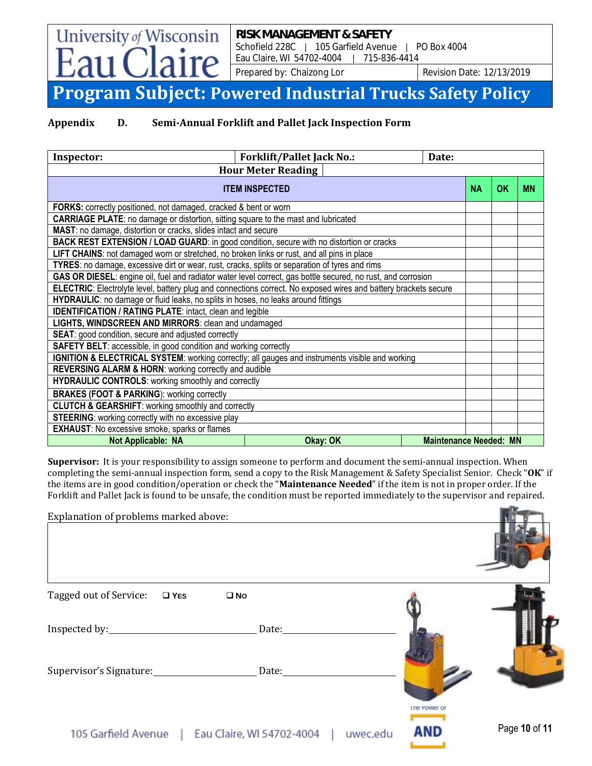**RISK MANAGEMENT & SAFETY**
Schofield 228C | 105 Garfield Avenue | PO Box 4004
Eau Claire, WI 54702-4004 | 715-836-4414

Prepared by: Chaizong Lor | Revision Date: 12/13/2019

# Program Subject: Powered Industrial Trucks Safety Policy

## Appendix D. Semi-Annual Forklift and Pallet Jack Inspection Form

| Inspector: | Forklift/Pallet Jack No.: | Date: |
|---|---|---|
| Hour Meter Reading | | |

| ITEM INSPECTED | NA | OK | MN |
|---|---|---|---|
| **FORKS:** correctly positioned, not damaged, cracked & bent or worn | | | |
| **CARRIAGE PLATE**: no damage or distortion, sitting square to the mast and lubricated | | | |
| **MAST**: no damage, distortion or cracks, slides intact and secure | | | |
| **BACK REST EXTENSION / LOAD GUARD**: in good condition, secure with no distortion or cracks | | | |
| **LIFT CHAINS**: not damaged worn or stretched, no broken links or rust, and all pins in place | | | |
| **TYRES**: no damage, excessive dirt or wear, rust, cracks, splits or separation of tyres and rims | | | |
| **GAS OR DIESEL**: engine oil, fuel and radiator water level correct, gas bottle secured, no rust, and corrosion | | | |
| **ELECTRIC**: Electrolyte level, battery plug and connections correct. No exposed wires and battery brackets secure | | | |
| **HYDRAULIC**: no damage or fluid leaks, no splits in hoses, no leaks around fittings | | | |
| **IDENTIFICATION / RATING PLATE**: intact, clean and legible | | | |
| **LIGHTS, WINDSCREEN AND MIRRORS**: clean and undamaged | | | |
| **SEAT**: good condition, secure and adjusted correctly | | | |
| **SAFETY BELT**: accessible, in good condition and working correctly | | | |
| **IGNITION & ELECTRICAL SYSTEM**: working correctly; all gauges and instruments visible and working | | | |
| **REVERSING ALARM & HORN**: working correctly and audible | | | |
| **HYDRAULIC CONTROLS**: working smoothly and correctly | | | |
| **BRAKES (FOOT & PARKING)**: working correctly | | | |
| **CLUTCH & GEARSHIFT**: working smoothly and correctly | | | |
| **STEERING**: working correctly with no excessive play | | | |
| **EXHAUST**: No excessive smoke, sparks or flames | | | |

Not Applicable: NA | Okay: OK | Maintenance Needed: MN

**Supervisor:** It is your responsibility to assign someone to perform and document the semi-annual inspection. When completing the semi-annual inspection form, send a copy to the Risk Management & Safety Specialist Senior. Check "**OK**" if the items are in good condition/operation or check the "**Maintenance Needed**" if the item is not in proper order. If the Forklift and Pallet Jack is found to be unsafe, the condition must be reported immediately to the supervisor and repaired.

Explanation of problems marked above:

Tagged out of Service: ❑ YES ❑ NO

Inspected by:\_\_\_\_\_\_\_\_\_\_\_\_\_\_\_\_\_\_\_\_ Date:\_\_\_\_\_\_\_\_\_\_\_\_\_\_\_\_\_\_\_\_

Supervisor's Signature:\_\_\_\_\_\_\_\_\_\_\_\_\_\_\_\_\_\_\_\_ Date:\_\_\_\_\_\_\_\_\_\_\_\_\_\_\_\_\_\_\_\_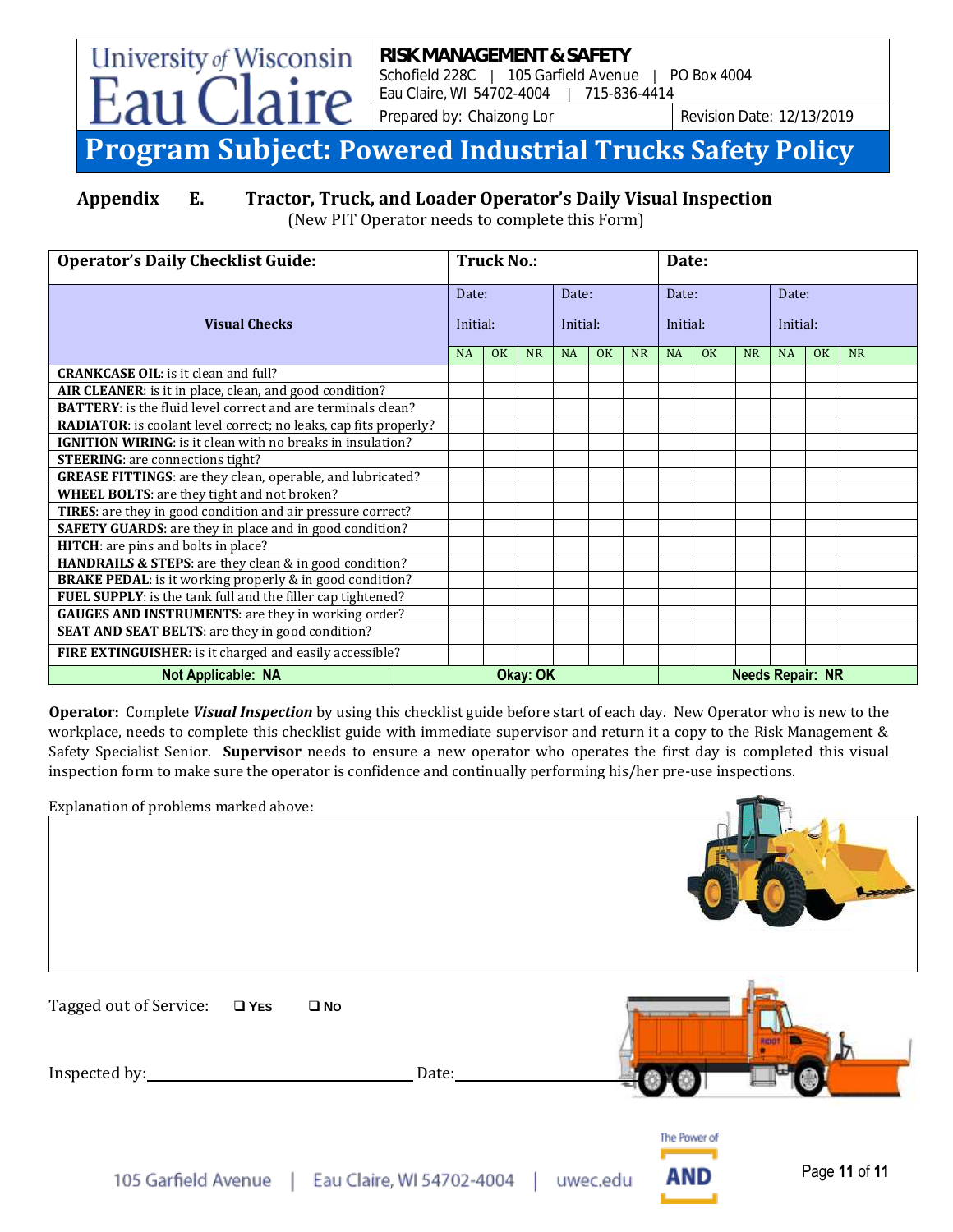## Program Subject: Powered Industrial Trucks Safety Policy

### Appendix E. Tractor, Truck, and Loader Operator's Daily Visual Inspection

(New PIT Operator needs to complete this Form)

| Operator's Daily Checklist Guide: | Truck No.: | | | | | | Date: | | | | | |
|---|---|---|---|---|---|---|---|---|---|---|---|---|
| Visual Checks | Date: Initial: | | | Date: Initial: | | | Date: Initial: | | | Date: Initial: | | |
| | NA | OK | NR | NA | OK | NR | NA | OK | NR | NA | OK | NR |
| **CRANKCASE OIL**: is it clean and full? | | | | | | | | | | | | |
| **AIR CLEANER**: is it in place, clean, and good condition? | | | | | | | | | | | | |
| **BATTERY**: is the fluid level correct and are terminals clean? | | | | | | | | | | | | |
| **RADIATOR**: is coolant level correct; no leaks, cap fits properly? | | | | | | | | | | | | |
| **IGNITION WIRING**: is it clean with no breaks in insulation? | | | | | | | | | | | | |
| **STEERING**: are connections tight? | | | | | | | | | | | | |
| **GREASE FITTINGS**: are they clean, operable, and lubricated? | | | | | | | | | | | | |
| **WHEEL BOLTS**: are they tight and not broken? | | | | | | | | | | | | |
| **TIRES**: are they in good condition and air pressure correct? | | | | | | | | | | | | |
| **SAFETY GUARDS**: are they in place and in good condition? | | | | | | | | | | | | |
| **HITCH**: are pins and bolts in place? | | | | | | | | | | | | |
| **HANDRAILS & STEPS**: are they clean & in good condition? | | | | | | | | | | | | |
| **BRAKE PEDAL**: is it working properly & in good condition? | | | | | | | | | | | | |
| **FUEL SUPPLY**: is the tank full and the filler cap tightened? | | | | | | | | | | | | |
| **GAUGES AND INSTRUMENTS**: are they in working order? | | | | | | | | | | | | |
| **SEAT AND SEAT BELTS**: are they in good condition? | | | | | | | | | | | | |
| **FIRE EXTINGUISHER**: is it charged and easily accessible? | | | | | | | | | | | | |
| **Not Applicable: NA** | **Okay: OK** | | | | | | **Needs Repair: NR** | | | | | |

**Operator:** Complete ***Visual Inspection*** by using this checklist guide before start of each day. New Operator who is new to the workplace, needs to complete this checklist guide with immediate supervisor and return it a copy to the Risk Management & Safety Specialist Senior. **Supervisor** needs to ensure a new operator who operates the first day is completed this visual inspection form to make sure the operator is confidence and continually performing his/her pre-use inspections.

Explanation of problems marked above:

Tagged out of Service: ❑ YES ❑ NO

Inspected by:________________________ Date:____________________